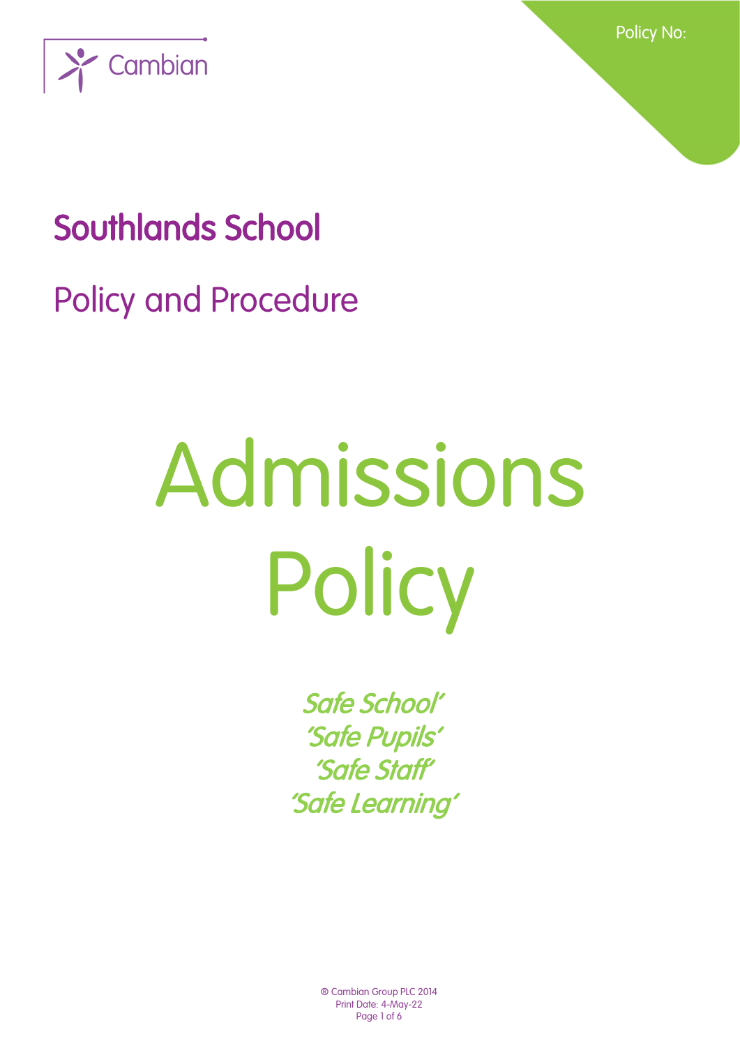Policy No:

Cambian

# Southlands School

## Policy and Procedure

# Admissions Policy

*Safe School'*
*'Safe Pupils'*
*'Safe Staff'*
*'Safe Learning'*

® Cambian Group PLC 2014
Print Date: 4-May-22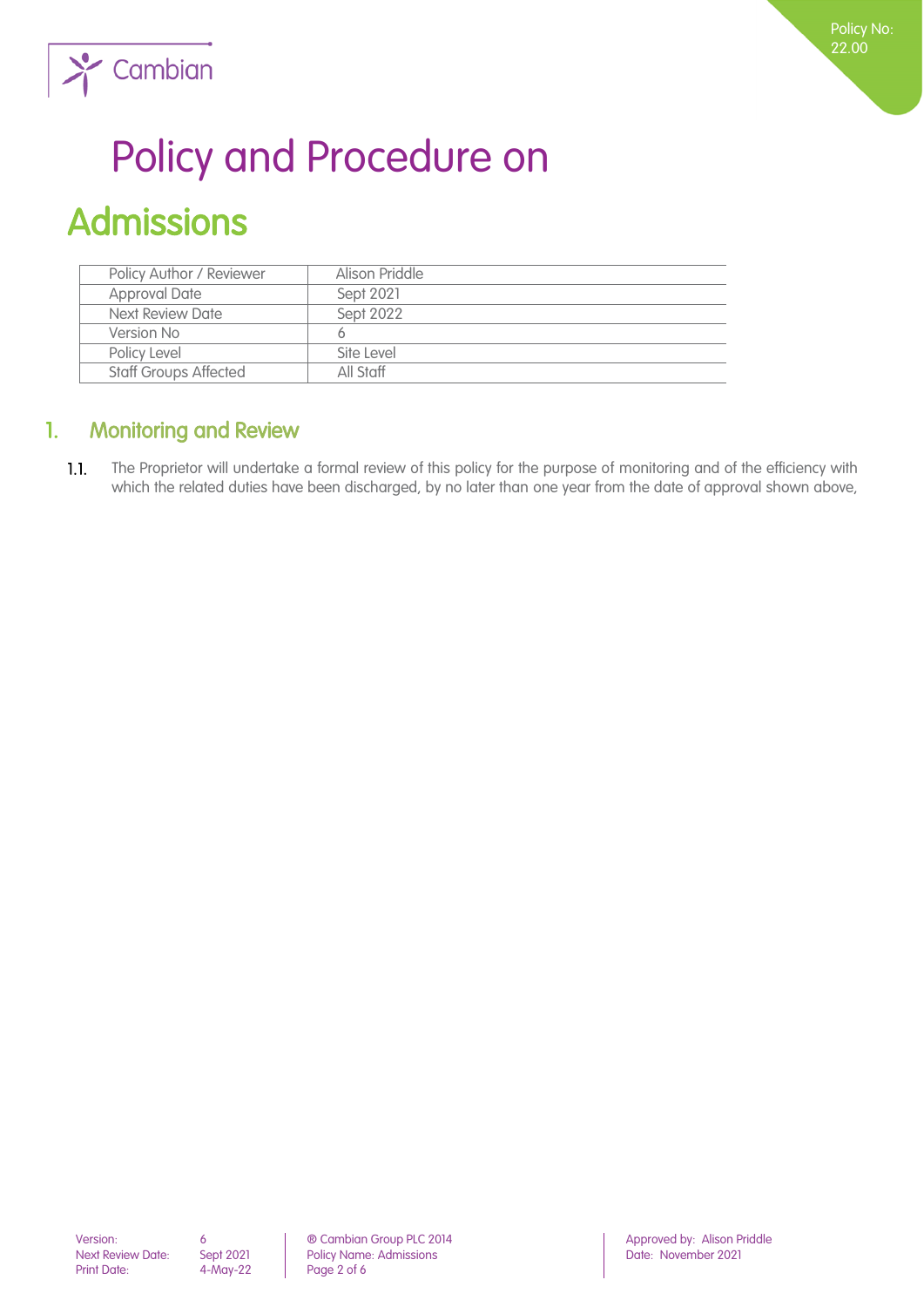# Policy and Procedure on

## Admissions

| Policy Author / Reviewer | Alison Priddle |
| --- | --- |
| Approval Date | Sept 2021 |
| Next Review Date | Sept 2022 |
| Version No | 6 |
| Policy Level | Site Level |
| Staff Groups Affected | All Staff |

## 1. Monitoring and Review

1.1. The Proprietor will undertake a formal review of this policy for the purpose of monitoring and of the efficiency with which the related duties have been discharged, by no later than one year from the date of approval shown above,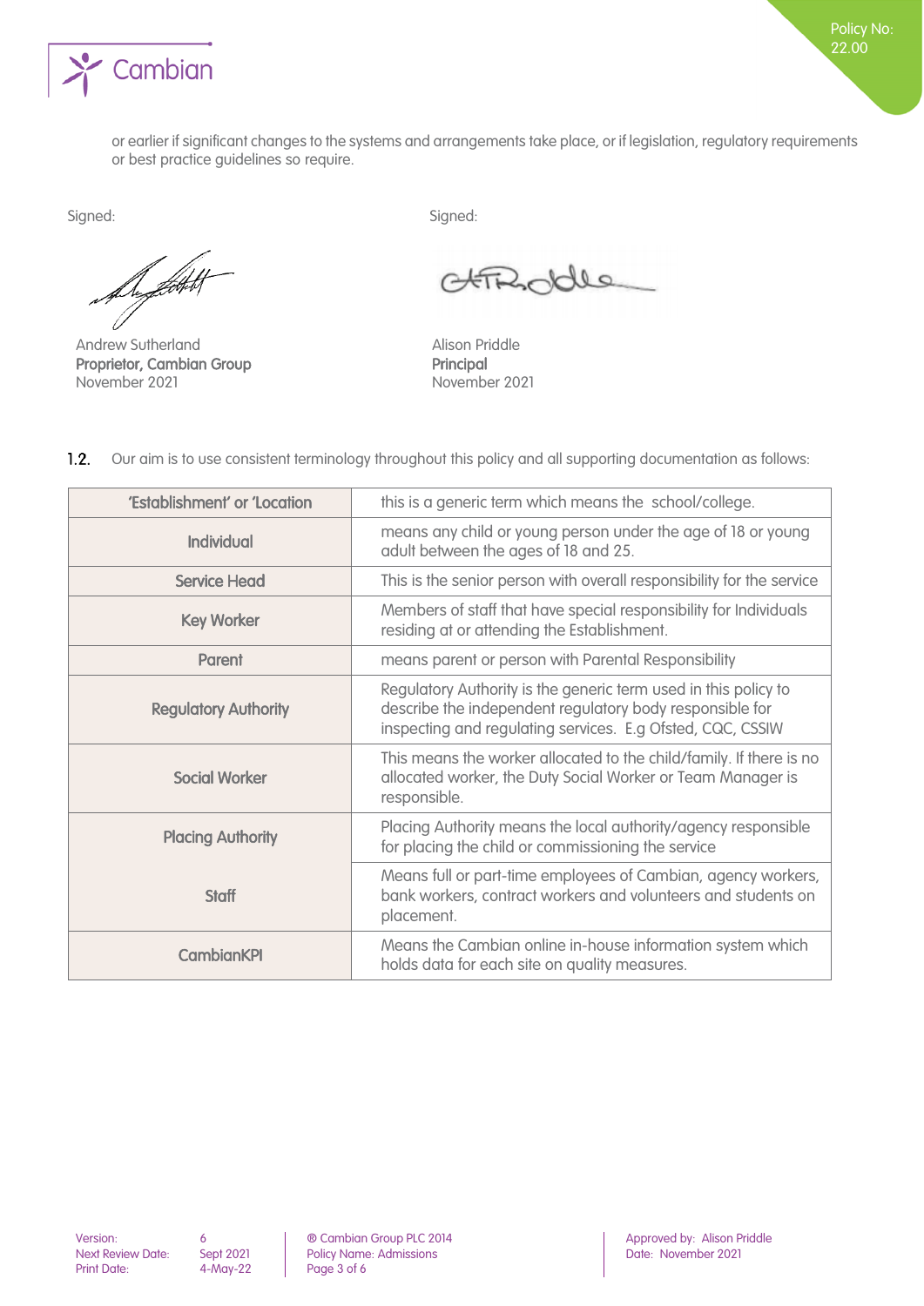or earlier if significant changes to the systems and arrangements take place, or if legislation, regulatory requirements or best practice guidelines so require.

Signed:

Andrew Sutherland
**Proprietor, Cambian Group**
November 2021

Signed:

Alison Priddle
**Principal**
November 2021

**1.2.** Our aim is to use consistent terminology throughout this policy and all supporting documentation as follows:

| | |
|---|---|
| **'Establishment' or 'Location** | this is a generic term which means the school/college. |
| **Individual** | means any child or young person under the age of 18 or young adult between the ages of 18 and 25. |
| **Service Head** | This is the senior person with overall responsibility for the service |
| **Key Worker** | Members of staff that have special responsibility for Individuals residing at or attending the Establishment. |
| **Parent** | means parent or person with Parental Responsibility |
| **Regulatory Authority** | Regulatory Authority is the generic term used in this policy to describe the independent regulatory body responsible for inspecting and regulating services. E.g Ofsted, CQC, CSSIW |
| **Social Worker** | This means the worker allocated to the child/family. If there is no allocated worker, the Duty Social Worker or Team Manager is responsible. |
| **Placing Authority** | Placing Authority means the local authority/agency responsible for placing the child or commissioning the service |
| **Staff** | Means full or part-time employees of Cambian, agency workers, bank workers, contract workers and volunteers and students on placement. |
| **CambianKPI** | Means the Cambian online in-house information system which holds data for each site on quality measures. |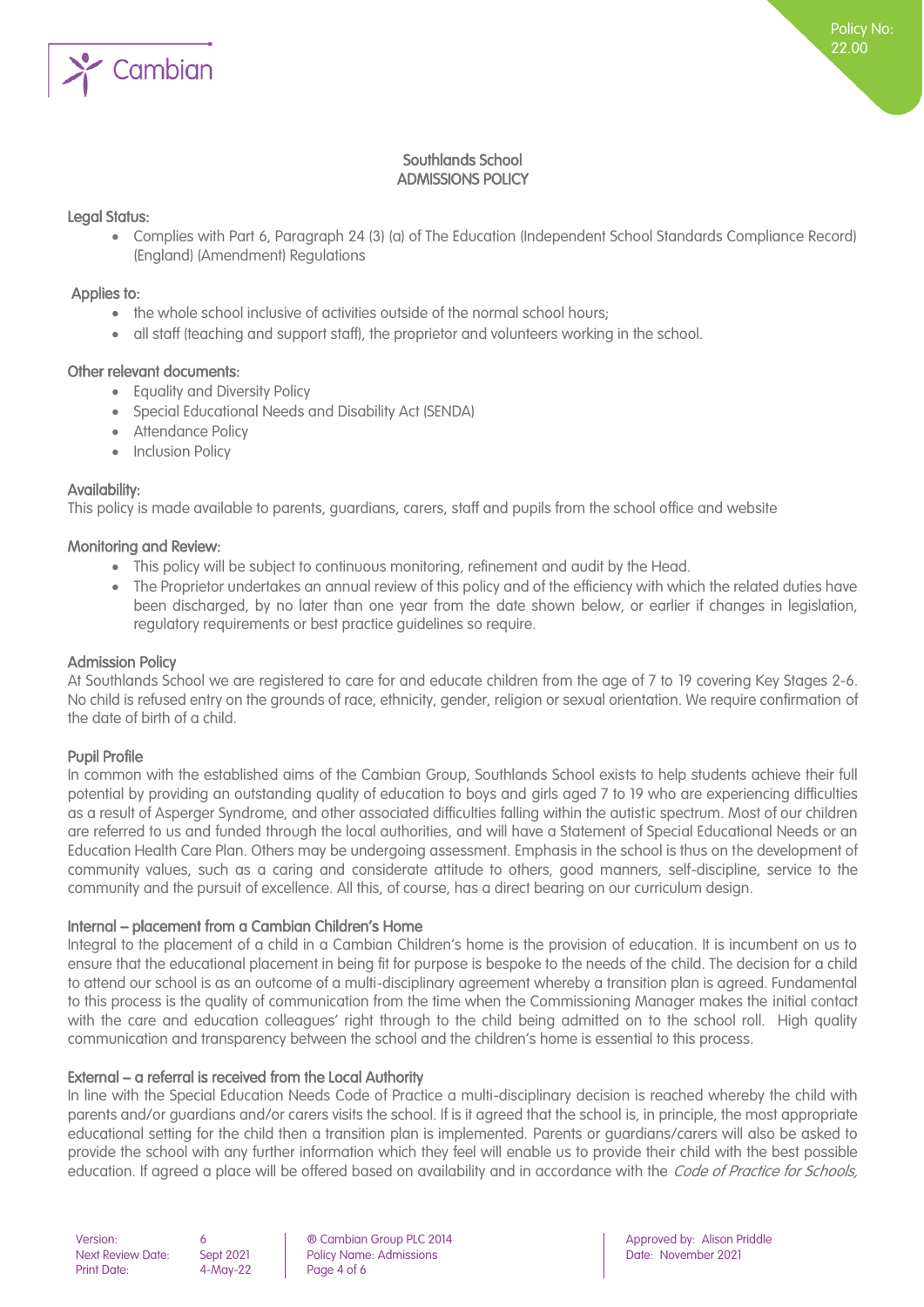Southlands School
ADMISSIONS POLICY

### Legal Status:

- Complies with Part 6, Paragraph 24 (3) (a) of The Education (Independent School Standards Compliance Record) (England) (Amendment) Regulations

### Applies to:

- the whole school inclusive of activities outside of the normal school hours;
- all staff (teaching and support staff), the proprietor and volunteers working in the school.

### Other relevant documents:

- Equality and Diversity Policy
- Special Educational Needs and Disability Act (SENDA)
- Attendance Policy
- Inclusion Policy

### Availability:

This policy is made available to parents, guardians, carers, staff and pupils from the school office and website

### Monitoring and Review:

- This policy will be subject to continuous monitoring, refinement and audit by the Head.
- The Proprietor undertakes an annual review of this policy and of the efficiency with which the related duties have been discharged, by no later than one year from the date shown below, or earlier if changes in legislation, regulatory requirements or best practice guidelines so require.

### Admission Policy

At Southlands School we are registered to care for and educate children from the age of 7 to 19 covering Key Stages 2-6. No child is refused entry on the grounds of race, ethnicity, gender, religion or sexual orientation. We require confirmation of the date of birth of a child.

### Pupil Profile

In common with the established aims of the Cambian Group, Southlands School exists to help students achieve their full potential by providing an outstanding quality of education to boys and girls aged 7 to 19 who are experiencing difficulties as a result of Asperger Syndrome, and other associated difficulties falling within the autistic spectrum. Most of our children are referred to us and funded through the local authorities, and will have a Statement of Special Educational Needs or an Education Health Care Plan. Others may be undergoing assessment. Emphasis in the school is thus on the development of community values, such as a caring and considerate attitude to others, good manners, self-discipline, service to the community and the pursuit of excellence. All this, of course, has a direct bearing on our curriculum design.

### Internal – placement from a Cambian Children's Home

Integral to the placement of a child in a Cambian Children's home is the provision of education. It is incumbent on us to ensure that the educational placement in being fit for purpose is bespoke to the needs of the child. The decision for a child to attend our school is as an outcome of a multi-disciplinary agreement whereby a transition plan is agreed. Fundamental to this process is the quality of communication from the time when the Commissioning Manager makes the initial contact with the care and education colleagues' right through to the child being admitted on to the school roll. High quality communication and transparency between the school and the children's home is essential to this process.

### External – a referral is received from the Local Authority

In line with the Special Education Needs Code of Practice a multi-disciplinary decision is reached whereby the child with parents and/or guardians and/or carers visits the school. If is it agreed that the school is, in principle, the most appropriate educational setting for the child then a transition plan is implemented. Parents or guardians/carers will also be asked to provide the school with any further information which they feel will enable us to provide their child with the best possible education. If agreed a place will be offered based on availability and in accordance with the *Code of Practice for Schools,*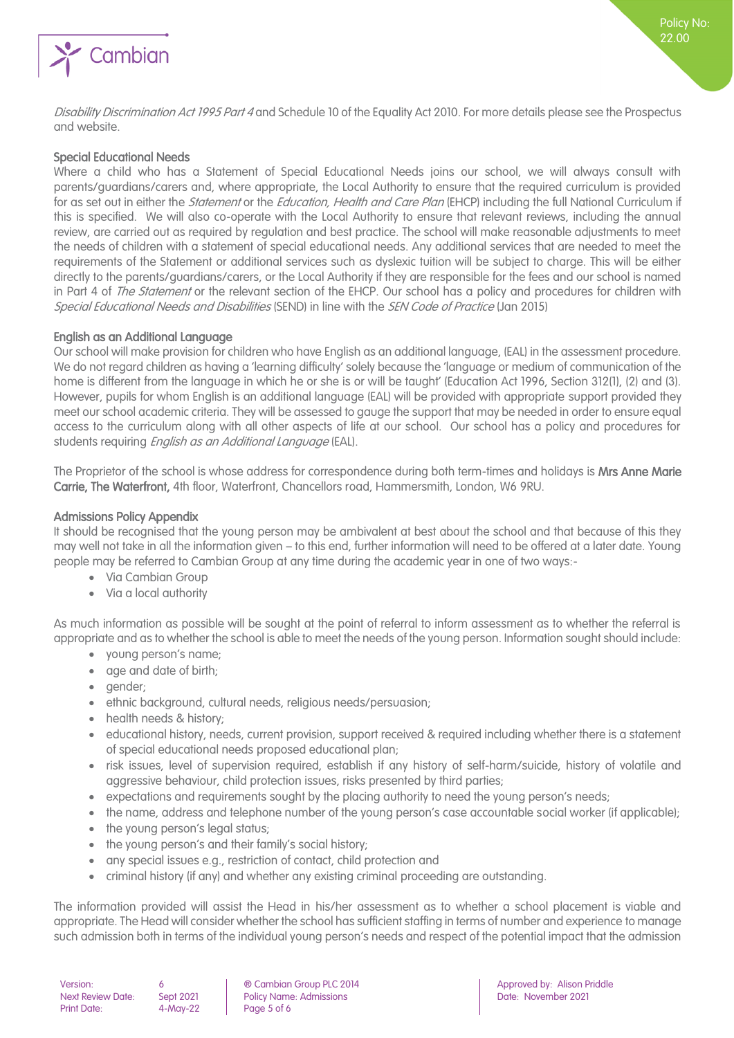*Disability Discrimination Act 1995 Part 4* and Schedule 10 of the Equality Act 2010. For more details please see the Prospectus and website.

### Special Educational Needs

Where a child who has a Statement of Special Educational Needs joins our school, we will always consult with parents/guardians/carers and, where appropriate, the Local Authority to ensure that the required curriculum is provided for as set out in either the *Statement* or the *Education, Health and Care Plan* (EHCP) including the full National Curriculum if this is specified. We will also co-operate with the Local Authority to ensure that relevant reviews, including the annual review, are carried out as required by regulation and best practice. The school will make reasonable adjustments to meet the needs of children with a statement of special educational needs. Any additional services that are needed to meet the requirements of the Statement or additional services such as dyslexic tuition will be subject to charge. This will be either directly to the parents/guardians/carers, or the Local Authority if they are responsible for the fees and our school is named in Part 4 of *The Statement* or the relevant section of the EHCP. Our school has a policy and procedures for children with *Special Educational Needs and Disabilities* (SEND) in line with the *SEN Code of Practice* (Jan 2015)

### English as an Additional Language

Our school will make provision for children who have English as an additional language, (EAL) in the assessment procedure. We do not regard children as having a 'learning difficulty' solely because the 'language or medium of communication of the home is different from the language in which he or she is or will be taught' (Education Act 1996, Section 312(1), (2) and (3). However, pupils for whom English is an additional language (EAL) will be provided with appropriate support provided they meet our school academic criteria. They will be assessed to gauge the support that may be needed in order to ensure equal access to the curriculum along with all other aspects of life at our school. Our school has a policy and procedures for students requiring *English as an Additional Language* (EAL).

The Proprietor of the school is whose address for correspondence during both term-times and holidays is **Mrs Anne Marie Carrie, The Waterfront,** 4th floor, Waterfront, Chancellors road, Hammersmith, London, W6 9RU.

### Admissions Policy Appendix

It should be recognised that the young person may be ambivalent at best about the school and that because of this they may well not take in all the information given – to this end, further information will need to be offered at a later date. Young people may be referred to Cambian Group at any time during the academic year in one of two ways:-

- Via Cambian Group
- Via a local authority

As much information as possible will be sought at the point of referral to inform assessment as to whether the referral is appropriate and as to whether the school is able to meet the needs of the young person. Information sought should include:

- young person's name;
- age and date of birth;
- gender;
- ethnic background, cultural needs, religious needs/persuasion;
- health needs & history;
- educational history, needs, current provision, support received & required including whether there is a statement of special educational needs proposed educational plan;
- risk issues, level of supervision required, establish if any history of self-harm/suicide, history of volatile and aggressive behaviour, child protection issues, risks presented by third parties;
- expectations and requirements sought by the placing authority to need the young person's needs;
- the name, address and telephone number of the young person's case accountable social worker (if applicable);
- the young person's legal status;
- the young person's and their family's social history;
- any special issues e.g., restriction of contact, child protection and
- criminal history (if any) and whether any existing criminal proceeding are outstanding.

The information provided will assist the Head in his/her assessment as to whether a school placement is viable and appropriate. The Head will consider whether the school has sufficient staffing in terms of number and experience to manage such admission both in terms of the individual young person's needs and respect of the potential impact that the admission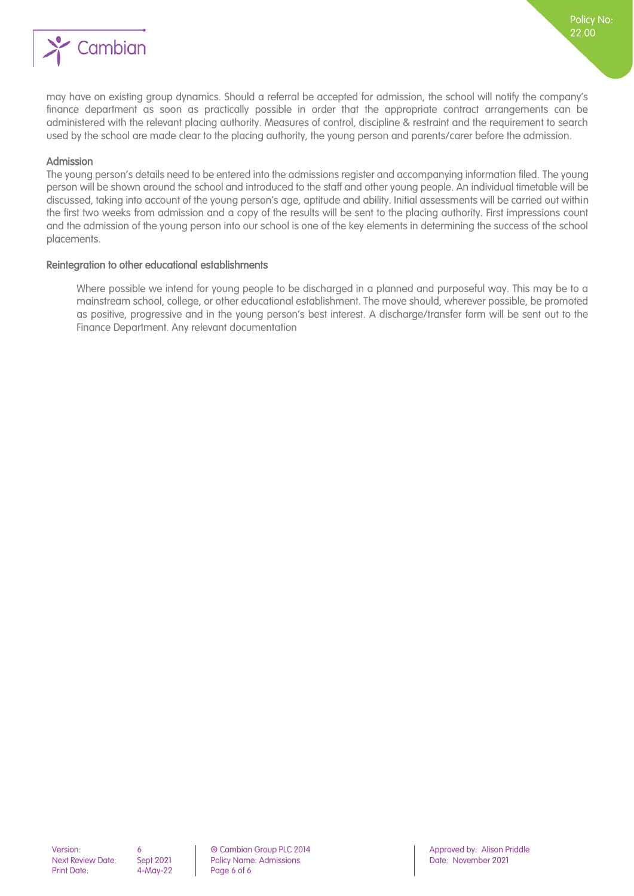may have on existing group dynamics. Should a referral be accepted for admission, the school will notify the company's finance department as soon as practically possible in order that the appropriate contract arrangements can be administered with the relevant placing authority. Measures of control, discipline & restraint and the requirement to search used by the school are made clear to the placing authority, the young person and parents/carer before the admission.

### Admission

The young person's details need to be entered into the admissions register and accompanying information filed. The young person will be shown around the school and introduced to the staff and other young people. An individual timetable will be discussed, taking into account of the young person's age, aptitude and ability. Initial assessments will be carried out within the first two weeks from admission and a copy of the results will be sent to the placing authority. First impressions count and the admission of the young person into our school is one of the key elements in determining the success of the school placements.

### Reintegration to other educational establishments

Where possible we intend for young people to be discharged in a planned and purposeful way. This may be to a mainstream school, college, or other educational establishment. The move should, wherever possible, be promoted as positive, progressive and in the young person's best interest. A discharge/transfer form will be sent out to the Finance Department. Any relevant documentation